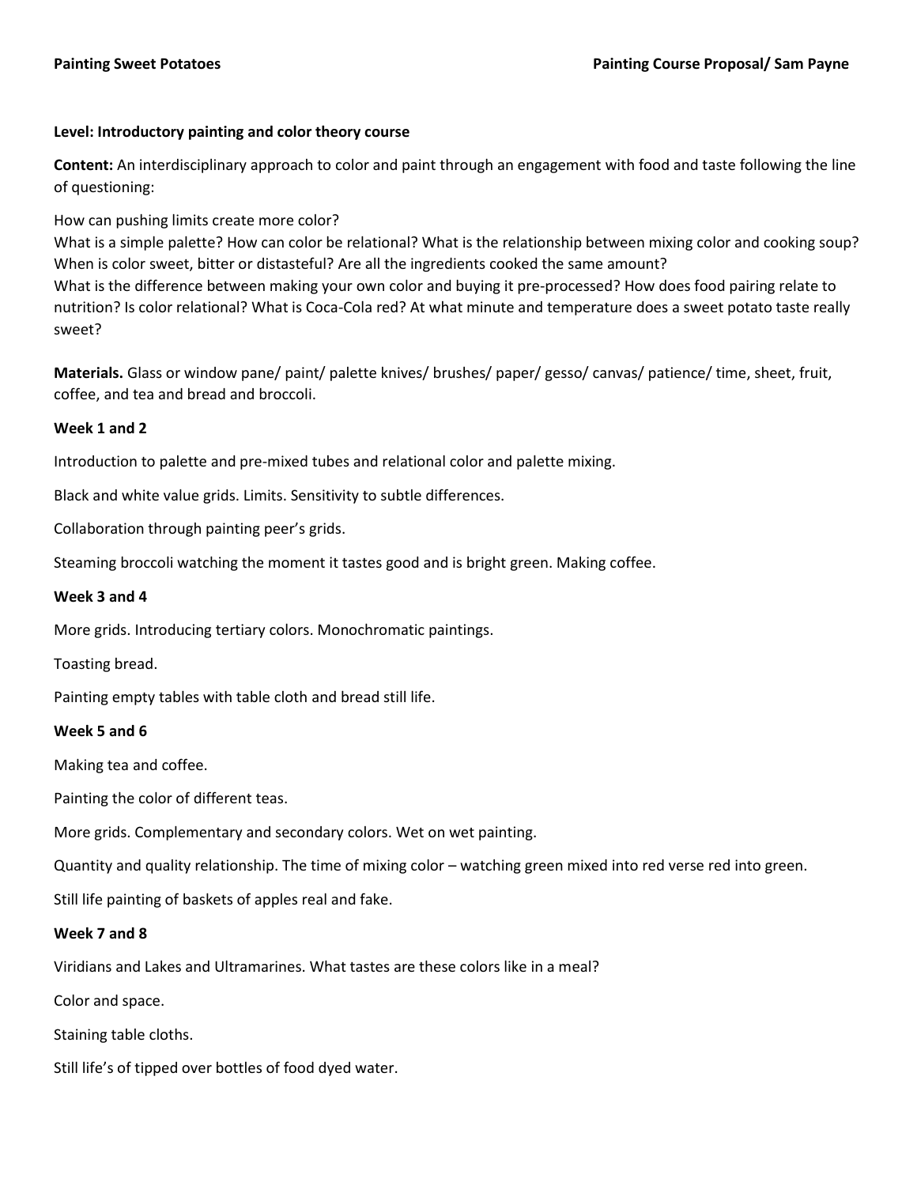**Painting Sweet Potatoes** **Painting Course Proposal/ Sam Payne**

**Level: Introductory painting and color theory course**

**Content:** An interdisciplinary approach to color and paint through an engagement with food and taste following the line of questioning:

How can pushing limits create more color?
What is a simple palette? How can color be relational? What is the relationship between mixing color and cooking soup? When is color sweet, bitter or distasteful? Are all the ingredients cooked the same amount?
What is the difference between making your own color and buying it pre-processed? How does food pairing relate to nutrition? Is color relational? What is Coca-Cola red? At what minute and temperature does a sweet potato taste really sweet?

**Materials.** Glass or window pane/ paint/ palette knives/ brushes/ paper/ gesso/ canvas/ patience/ time, sheet, fruit, coffee, and tea and bread and broccoli.

**Week 1 and 2**

Introduction to palette and pre-mixed tubes and relational color and palette mixing.

Black and white value grids. Limits. Sensitivity to subtle differences.

Collaboration through painting peer's grids.

Steaming broccoli watching the moment it tastes good and is bright green. Making coffee.

**Week 3 and 4**

More grids. Introducing tertiary colors. Monochromatic paintings.

Toasting bread.

Painting empty tables with table cloth and bread still life.

**Week 5 and 6**

Making tea and coffee.

Painting the color of different teas.

More grids. Complementary and secondary colors. Wet on wet painting.

Quantity and quality relationship. The time of mixing color – watching green mixed into red verse red into green.

Still life painting of baskets of apples real and fake.

**Week 7 and 8**

Viridians and Lakes and Ultramarines. What tastes are these colors like in a meal?

Color and space.

Staining table cloths.

Still life's of tipped over bottles of food dyed water.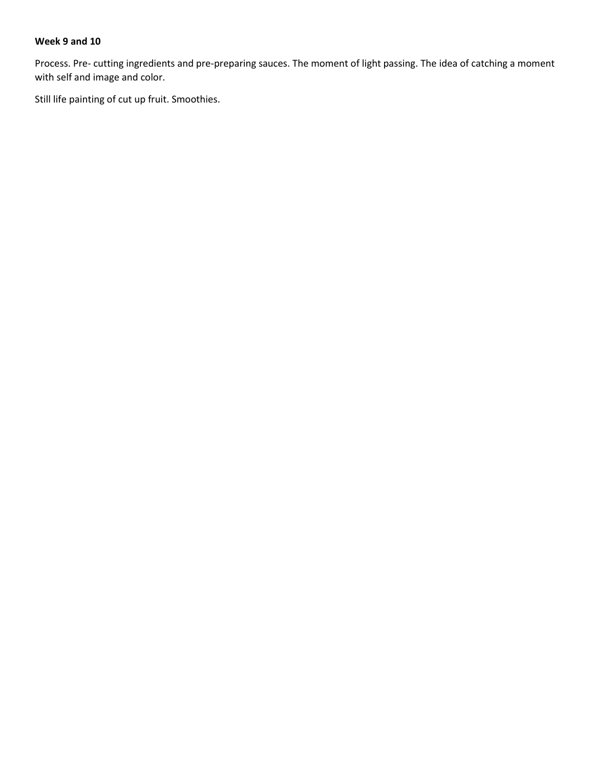**Week 9 and 10**

Process. Pre- cutting ingredients and pre-preparing sauces. The moment of light passing. The idea of catching a moment with self and image and color.

Still life painting of cut up fruit. Smoothies.